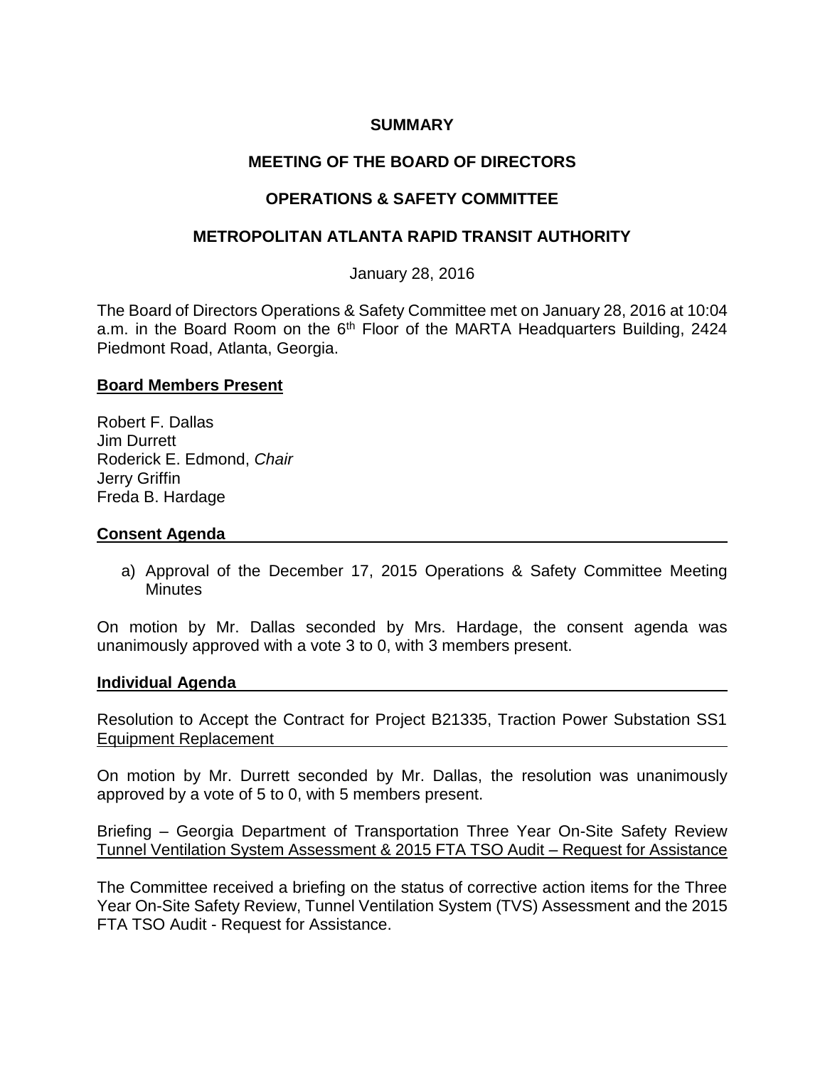**SUMMARY**

**MEETING OF THE BOARD OF DIRECTORS**

**OPERATIONS & SAFETY COMMITTEE**

**METROPOLITAN ATLANTA RAPID TRANSIT AUTHORITY**

January 28, 2016

The Board of Directors Operations & Safety Committee met on January 28, 2016 at 10:04 a.m. in the Board Room on the 6th Floor of the MARTA Headquarters Building, 2424 Piedmont Road, Atlanta, Georgia.

**Board Members Present**

Robert F. Dallas
Jim Durrett
Roderick E. Edmond, *Chair*
Jerry Griffin
Freda B. Hardage

**Consent Agenda**

a) Approval of the December 17, 2015 Operations & Safety Committee Meeting Minutes

On motion by Mr. Dallas seconded by Mrs. Hardage, the consent agenda was unanimously approved with a vote 3 to 0, with 3 members present.

**Individual Agenda**

Resolution to Accept the Contract for Project B21335, Traction Power Substation SS1 Equipment Replacement

On motion by Mr. Durrett seconded by Mr. Dallas, the resolution was unanimously approved by a vote of 5 to 0, with 5 members present.

Briefing – Georgia Department of Transportation Three Year On-Site Safety Review Tunnel Ventilation System Assessment & 2015 FTA TSO Audit – Request for Assistance

The Committee received a briefing on the status of corrective action items for the Three Year On-Site Safety Review, Tunnel Ventilation System (TVS) Assessment and the 2015 FTA TSO Audit - Request for Assistance.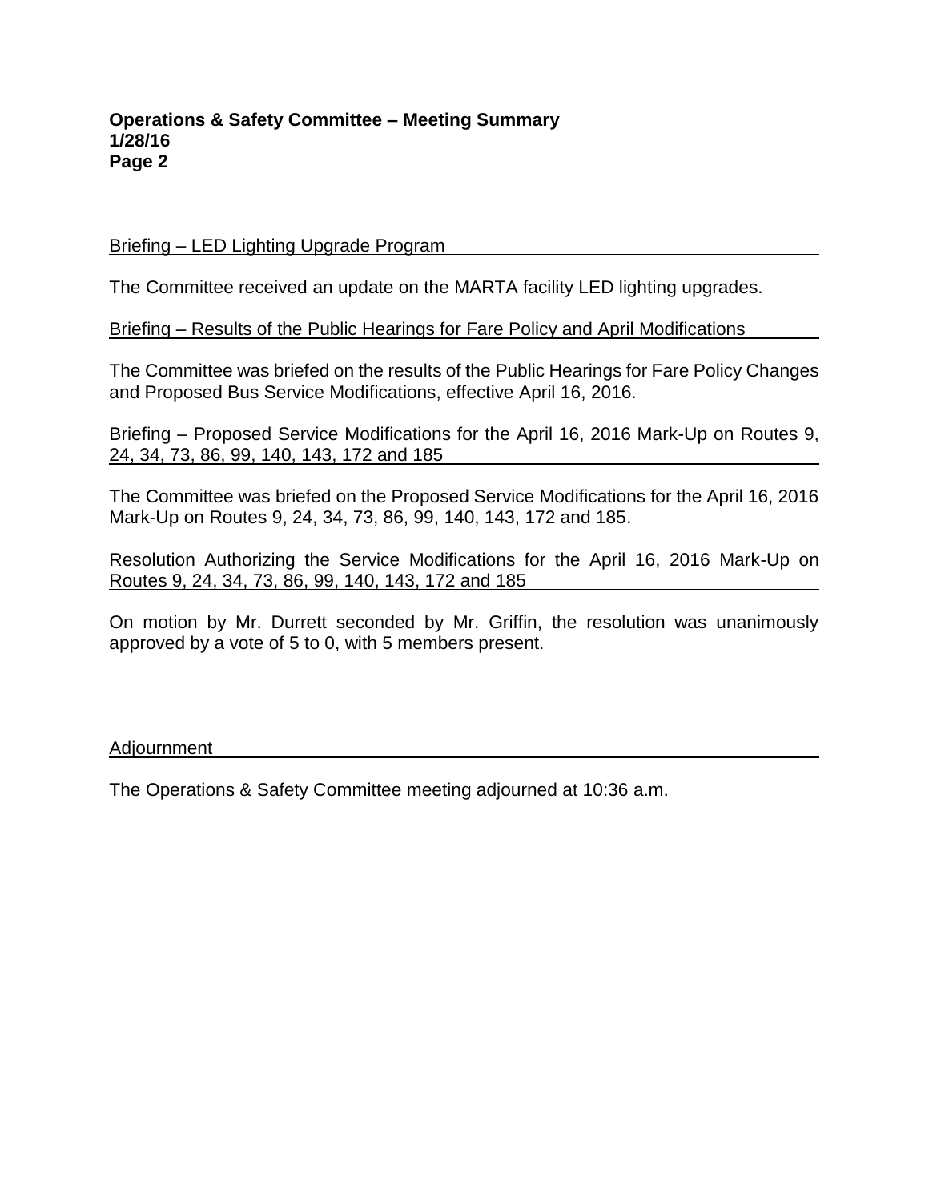Briefing – LED Lighting Upgrade Program

The Committee received an update on the MARTA facility LED lighting upgrades.

Briefing – Results of the Public Hearings for Fare Policy and April Modifications

The Committee was briefed on the results of the Public Hearings for Fare Policy Changes and Proposed Bus Service Modifications, effective April 16, 2016.

Briefing – Proposed Service Modifications for the April 16, 2016 Mark-Up on Routes 9, 24, 34, 73, 86, 99, 140, 143, 172 and 185

The Committee was briefed on the Proposed Service Modifications for the April 16, 2016 Mark-Up on Routes 9, 24, 34, 73, 86, 99, 140, 143, 172 and 185.

Resolution Authorizing the Service Modifications for the April 16, 2016 Mark-Up on Routes 9, 24, 34, 73, 86, 99, 140, 143, 172 and 185

On motion by Mr. Durrett seconded by Mr. Griffin, the resolution was unanimously approved by a vote of 5 to 0, with 5 members present.

Adjournment

The Operations & Safety Committee meeting adjourned at 10:36 a.m.